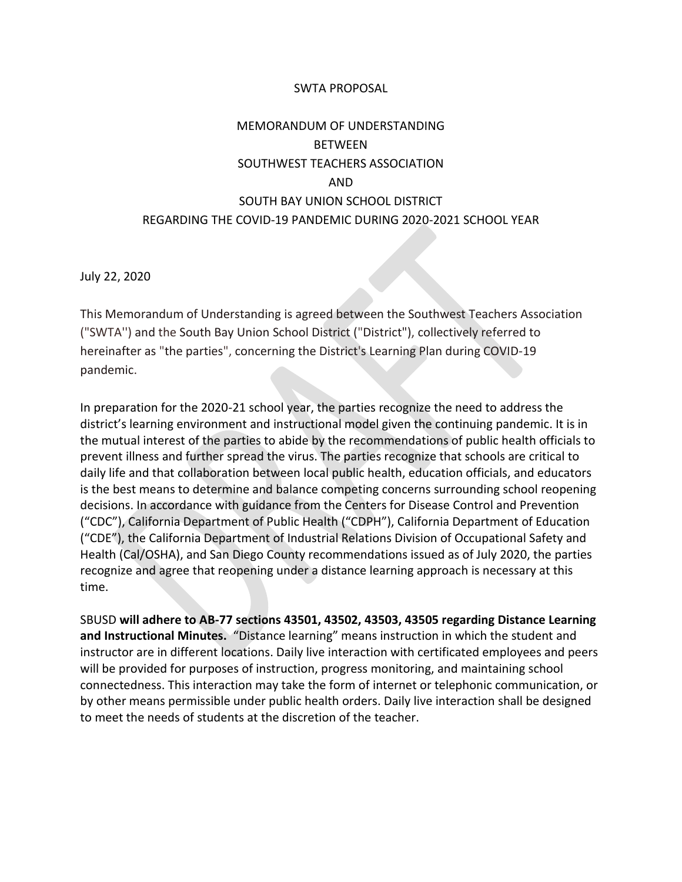SWTA PROPOSAL

# MEMORANDUM OF UNDERSTANDING
# BETWEEN
# SOUTHWEST TEACHERS ASSOCIATION
# AND
# SOUTH BAY UNION SCHOOL DISTRICT
# REGARDING THE COVID-19 PANDEMIC DURING 2020-2021 SCHOOL YEAR

July 22, 2020

This Memorandum of Understanding is agreed between the Southwest Teachers Association ("SWTA") and the South Bay Union School District ("District"), collectively referred to hereinafter as "the parties", concerning the District's Learning Plan during COVID-19 pandemic.

In preparation for the 2020-21 school year, the parties recognize the need to address the district's learning environment and instructional model given the continuing pandemic. It is in the mutual interest of the parties to abide by the recommendations of public health officials to prevent illness and further spread the virus. The parties recognize that schools are critical to daily life and that collaboration between local public health, education officials, and educators is the best means to determine and balance competing concerns surrounding school reopening decisions. In accordance with guidance from the Centers for Disease Control and Prevention ("CDC"), California Department of Public Health ("CDPH"), California Department of Education ("CDE"), the California Department of Industrial Relations Division of Occupational Safety and Health (Cal/OSHA), and San Diego County recommendations issued as of July 2020, the parties recognize and agree that reopening under a distance learning approach is necessary at this time.

SBUSD **will adhere to AB-77 sections 43501, 43502, 43503, 43505 regarding Distance Learning and Instructional Minutes.** "Distance learning" means instruction in which the student and instructor are in different locations. Daily live interaction with certificated employees and peers will be provided for purposes of instruction, progress monitoring, and maintaining school connectedness. This interaction may take the form of internet or telephonic communication, or by other means permissible under public health orders. Daily live interaction shall be designed to meet the needs of students at the discretion of the teacher.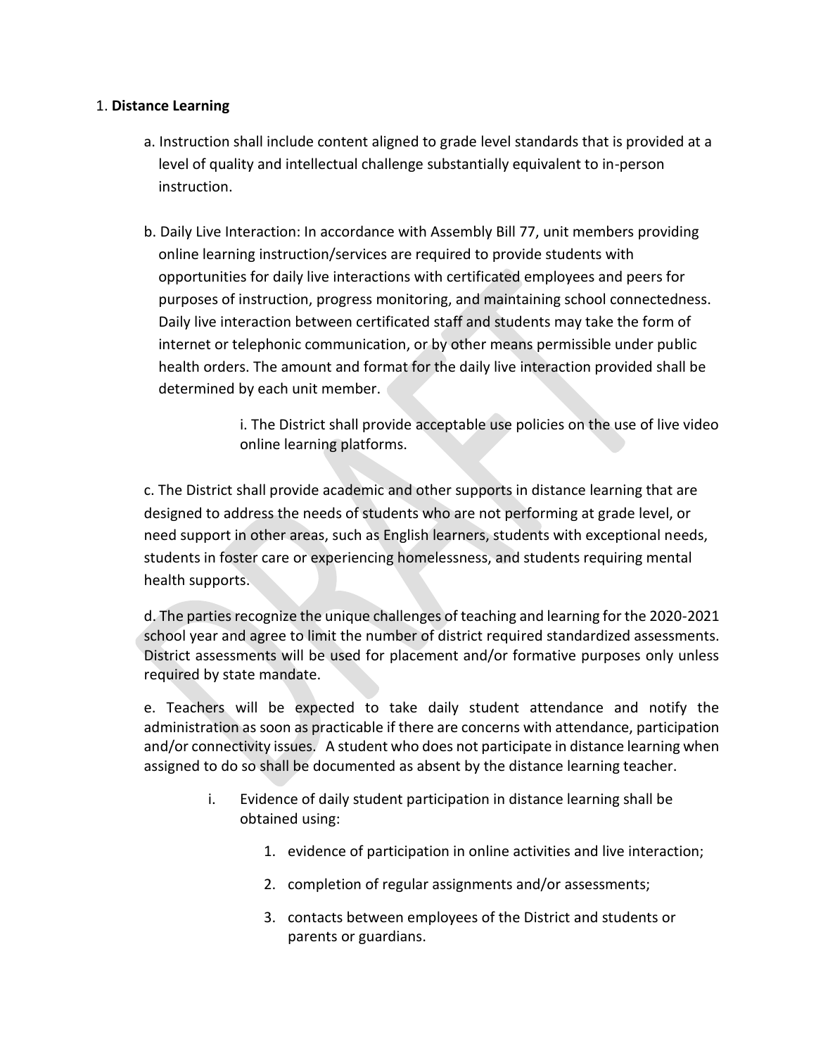1. **Distance Learning**

a. Instruction shall include content aligned to grade level standards that is provided at a level of quality and intellectual challenge substantially equivalent to in-person instruction.

b. Daily Live Interaction: In accordance with Assembly Bill 77, unit members providing online learning instruction/services are required to provide students with opportunities for daily live interactions with certificated employees and peers for purposes of instruction, progress monitoring, and maintaining school connectedness. Daily live interaction between certificated staff and students may take the form of internet or telephonic communication, or by other means permissible under public health orders. The amount and format for the daily live interaction provided shall be determined by each unit member.

i. The District shall provide acceptable use policies on the use of live video online learning platforms.

c. The District shall provide academic and other supports in distance learning that are designed to address the needs of students who are not performing at grade level, or need support in other areas, such as English learners, students with exceptional needs, students in foster care or experiencing homelessness, and students requiring mental health supports.

d. The parties recognize the unique challenges of teaching and learning for the 2020-2021 school year and agree to limit the number of district required standardized assessments. District assessments will be used for placement and/or formative purposes only unless required by state mandate.

e. Teachers will be expected to take daily student attendance and notify the administration as soon as practicable if there are concerns with attendance, participation and/or connectivity issues. A student who does not participate in distance learning when assigned to do so shall be documented as absent by the distance learning teacher.

i. Evidence of daily student participation in distance learning shall be obtained using:

1. evidence of participation in online activities and live interaction;
2. completion of regular assignments and/or assessments;
3. contacts between employees of the District and students or parents or guardians.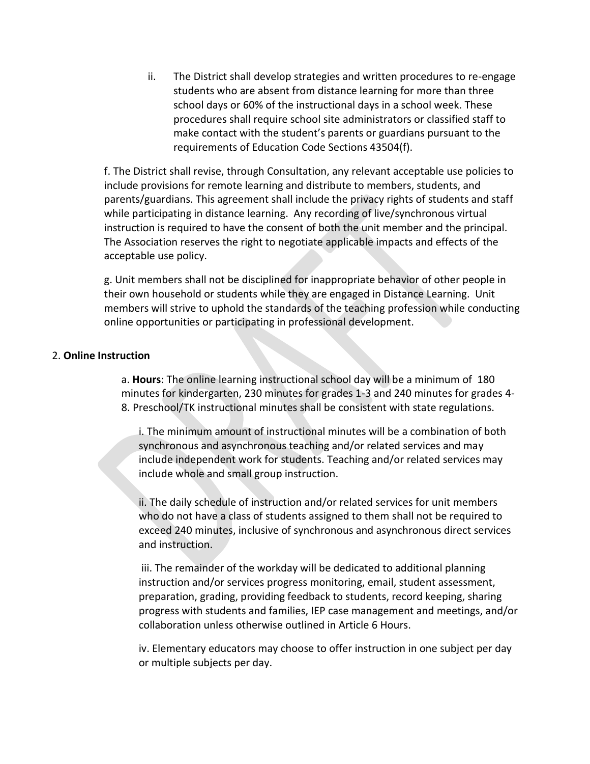ii. The District shall develop strategies and written procedures to re-engage students who are absent from distance learning for more than three school days or 60% of the instructional days in a school week. These procedures shall require school site administrators or classified staff to make contact with the student's parents or guardians pursuant to the requirements of Education Code Sections 43504(f).

f. The District shall revise, through Consultation, any relevant acceptable use policies to include provisions for remote learning and distribute to members, students, and parents/guardians. This agreement shall include the privacy rights of students and staff while participating in distance learning. Any recording of live/synchronous virtual instruction is required to have the consent of both the unit member and the principal. The Association reserves the right to negotiate applicable impacts and effects of the acceptable use policy.

g. Unit members shall not be disciplined for inappropriate behavior of other people in their own household or students while they are engaged in Distance Learning. Unit members will strive to uphold the standards of the teaching profession while conducting online opportunities or participating in professional development.

2. **Online Instruction**

a. **Hours**: The online learning instructional school day will be a minimum of 180 minutes for kindergarten, 230 minutes for grades 1-3 and 240 minutes for grades 4-8. Preschool/TK instructional minutes shall be consistent with state regulations.

i. The minimum amount of instructional minutes will be a combination of both synchronous and asynchronous teaching and/or related services and may include independent work for students. Teaching and/or related services may include whole and small group instruction.

ii. The daily schedule of instruction and/or related services for unit members who do not have a class of students assigned to them shall not be required to exceed 240 minutes, inclusive of synchronous and asynchronous direct services and instruction.

iii. The remainder of the workday will be dedicated to additional planning instruction and/or services progress monitoring, email, student assessment, preparation, grading, providing feedback to students, record keeping, sharing progress with students and families, IEP case management and meetings, and/or collaboration unless otherwise outlined in Article 6 Hours.

iv. Elementary educators may choose to offer instruction in one subject per day or multiple subjects per day.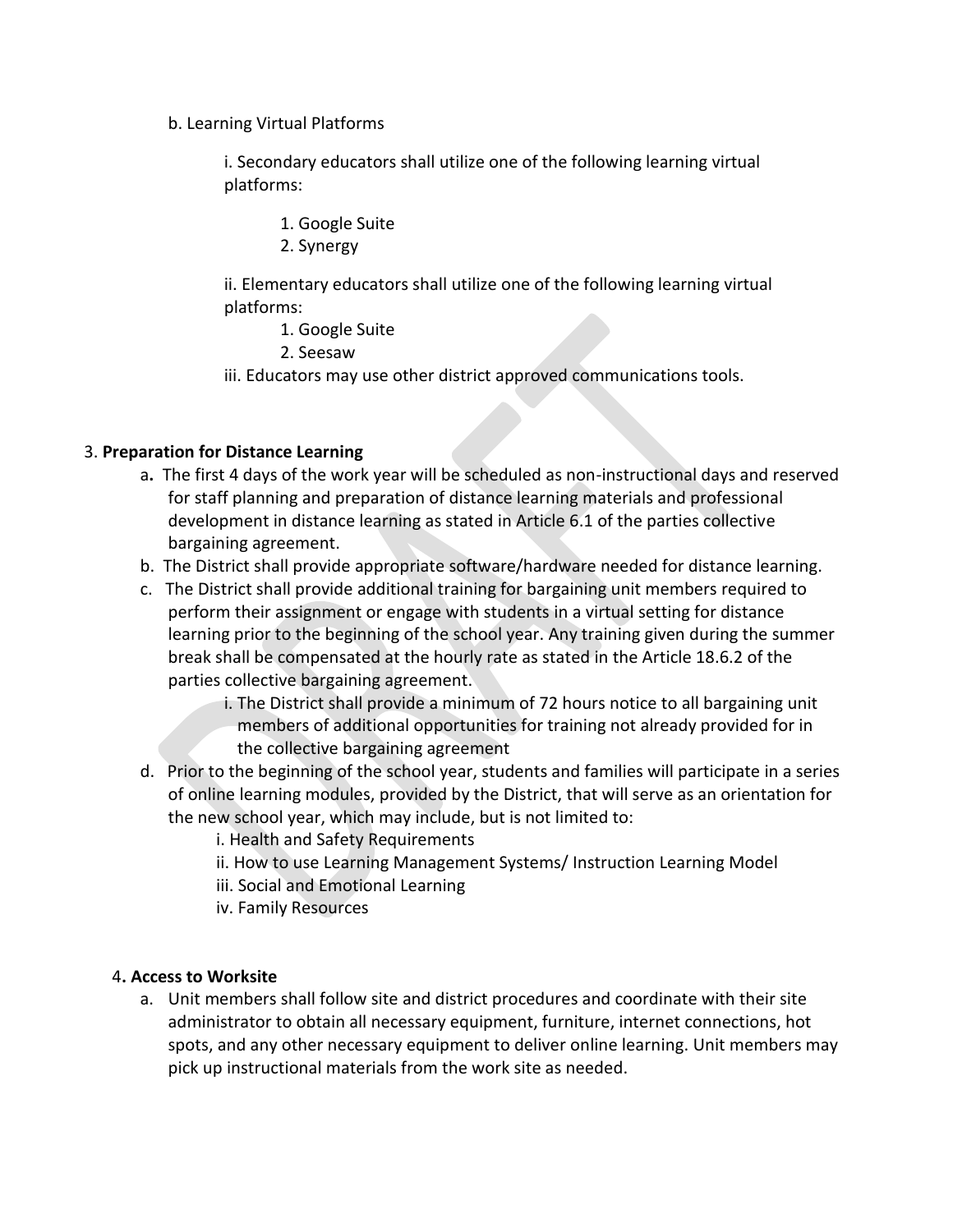b. Learning Virtual Platforms

i. Secondary educators shall utilize one of the following learning virtual platforms:

1. Google Suite
2. Synergy

ii. Elementary educators shall utilize one of the following learning virtual platforms:

1. Google Suite
2. Seesaw

iii. Educators may use other district approved communications tools.

3. **Preparation for Distance Learning**

a. The first 4 days of the work year will be scheduled as non-instructional days and reserved for staff planning and preparation of distance learning materials and professional development in distance learning as stated in Article 6.1 of the parties collective bargaining agreement.

b. The District shall provide appropriate software/hardware needed for distance learning.

c. The District shall provide additional training for bargaining unit members required to perform their assignment or engage with students in a virtual setting for distance learning prior to the beginning of the school year. Any training given during the summer break shall be compensated at the hourly rate as stated in the Article 18.6.2 of the parties collective bargaining agreement.

i. The District shall provide a minimum of 72 hours notice to all bargaining unit members of additional opportunities for training not already provided for in the collective bargaining agreement

d. Prior to the beginning of the school year, students and families will participate in a series of online learning modules, provided by the District, that will serve as an orientation for the new school year, which may include, but is not limited to:

i. Health and Safety Requirements
ii. How to use Learning Management Systems/ Instruction Learning Model
iii. Social and Emotional Learning
iv. Family Resources

4. **Access to Worksite**

a. Unit members shall follow site and district procedures and coordinate with their site administrator to obtain all necessary equipment, furniture, internet connections, hot spots, and any other necessary equipment to deliver online learning. Unit members may pick up instructional materials from the work site as needed.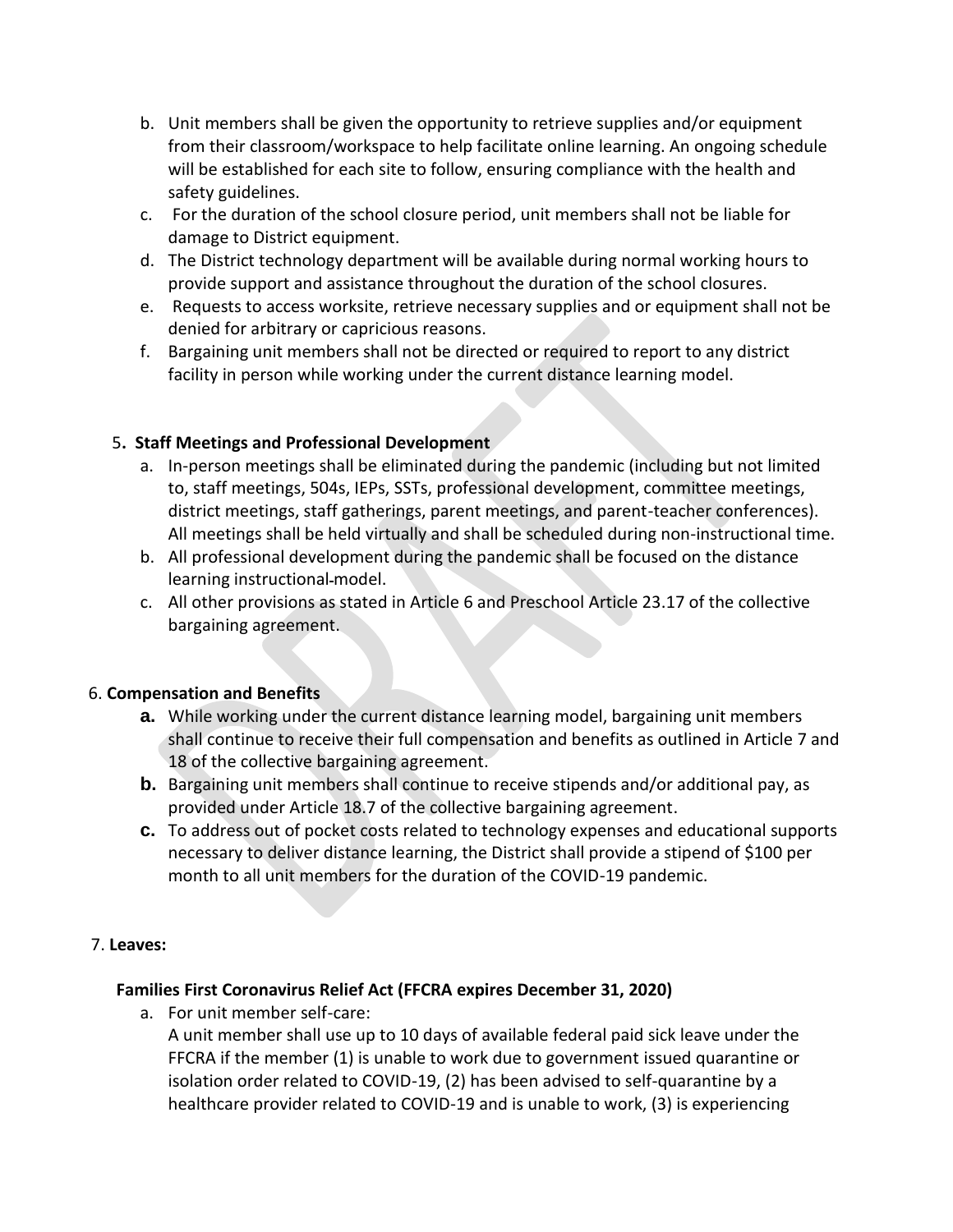b. Unit members shall be given the opportunity to retrieve supplies and/or equipment from their classroom/workspace to help facilitate online learning. An ongoing schedule will be established for each site to follow, ensuring compliance with the health and safety guidelines.
c. For the duration of the school closure period, unit members shall not be liable for damage to District equipment.
d. The District technology department will be available during normal working hours to provide support and assistance throughout the duration of the school closures.
e. Requests to access worksite, retrieve necessary supplies and or equipment shall not be denied for arbitrary or capricious reasons.
f. Bargaining unit members shall not be directed or required to report to any district facility in person while working under the current distance learning model.

5. **Staff Meetings and Professional Development**

a. In-person meetings shall be eliminated during the pandemic (including but not limited to, staff meetings, 504s, IEPs, SSTs, professional development, committee meetings, district meetings, staff gatherings, parent meetings, and parent-teacher conferences). All meetings shall be held virtually and shall be scheduled during non-instructional time.
b. All professional development during the pandemic shall be focused on the distance learning instructional-model.
c. All other provisions as stated in Article 6 and Preschool Article 23.17 of the collective bargaining agreement.

6. **Compensation and Benefits**

**a.** While working under the current distance learning model, bargaining unit members shall continue to receive their full compensation and benefits as outlined in Article 7 and 18 of the collective bargaining agreement.
**b.** Bargaining unit members shall continue to receive stipends and/or additional pay, as provided under Article 18.7 of the collective bargaining agreement.
**c.** To address out of pocket costs related to technology expenses and educational supports necessary to deliver distance learning, the District shall provide a stipend of $100 per month to all unit members for the duration of the COVID-19 pandemic.

7. **Leaves:**

**Families First Coronavirus Relief Act (FFCRA expires December 31, 2020)**

a. For unit member self-care:
A unit member shall use up to 10 days of available federal paid sick leave under the FFCRA if the member (1) is unable to work due to government issued quarantine or isolation order related to COVID-19, (2) has been advised to self-quarantine by a healthcare provider related to COVID-19 and is unable to work, (3) is experiencing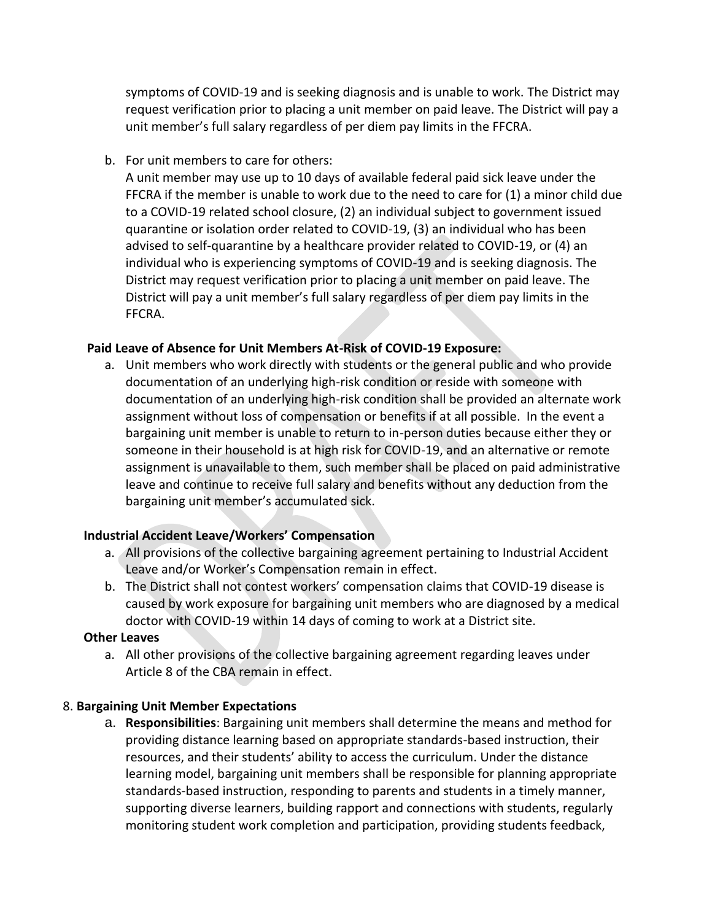symptoms of COVID-19 and is seeking diagnosis and is unable to work. The District may request verification prior to placing a unit member on paid leave. The District will pay a unit member's full salary regardless of per diem pay limits in the FFCRA.

b. For unit members to care for others:
   A unit member may use up to 10 days of available federal paid sick leave under the FFCRA if the member is unable to work due to the need to care for (1) a minor child due to a COVID-19 related school closure, (2) an individual subject to government issued quarantine or isolation order related to COVID-19, (3) an individual who has been advised to self-quarantine by a healthcare provider related to COVID-19, or (4) an individual who is experiencing symptoms of COVID-19 and is seeking diagnosis. The District may request verification prior to placing a unit member on paid leave. The District will pay a unit member's full salary regardless of per diem pay limits in the FFCRA.

**Paid Leave of Absence for Unit Members At-Risk of COVID-19 Exposure:**

a. Unit members who work directly with students or the general public and who provide documentation of an underlying high-risk condition or reside with someone with documentation of an underlying high-risk condition shall be provided an alternate work assignment without loss of compensation or benefits if at all possible. In the event a bargaining unit member is unable to return to in-person duties because either they or someone in their household is at high risk for COVID-19, and an alternative or remote assignment is unavailable to them, such member shall be placed on paid administrative leave and continue to receive full salary and benefits without any deduction from the bargaining unit member's accumulated sick.

**Industrial Accident Leave/Workers' Compensation**

a. All provisions of the collective bargaining agreement pertaining to Industrial Accident Leave and/or Worker's Compensation remain in effect.
b. The District shall not contest workers' compensation claims that COVID-19 disease is caused by work exposure for bargaining unit members who are diagnosed by a medical doctor with COVID-19 within 14 days of coming to work at a District site.

**Other Leaves**

a. All other provisions of the collective bargaining agreement regarding leaves under Article 8 of the CBA remain in effect.

8. **Bargaining Unit Member Expectations**

   a. **Responsibilities**: Bargaining unit members shall determine the means and method for providing distance learning based on appropriate standards-based instruction, their resources, and their students' ability to access the curriculum. Under the distance learning model, bargaining unit members shall be responsible for planning appropriate standards-based instruction, responding to parents and students in a timely manner, supporting diverse learners, building rapport and connections with students, regularly monitoring student work completion and participation, providing students feedback,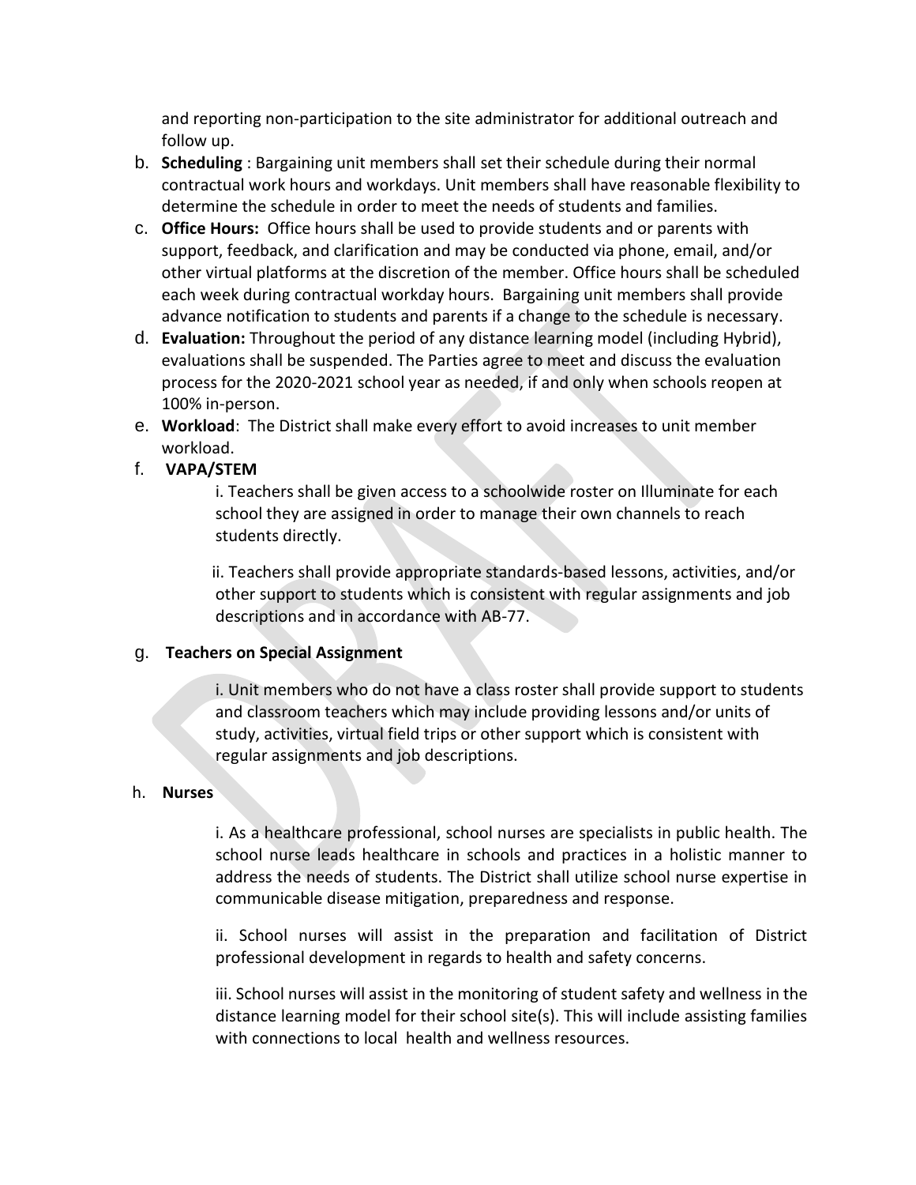and reporting non-participation to the site administrator for additional outreach and follow up.

b. **Scheduling** : Bargaining unit members shall set their schedule during their normal contractual work hours and workdays. Unit members shall have reasonable flexibility to determine the schedule in order to meet the needs of students and families.

c. **Office Hours:** Office hours shall be used to provide students and or parents with support, feedback, and clarification and may be conducted via phone, email, and/or other virtual platforms at the discretion of the member. Office hours shall be scheduled each week during contractual workday hours. Bargaining unit members shall provide advance notification to students and parents if a change to the schedule is necessary.

d. **Evaluation:** Throughout the period of any distance learning model (including Hybrid), evaluations shall be suspended. The Parties agree to meet and discuss the evaluation process for the 2020-2021 school year as needed, if and only when schools reopen at 100% in-person.

e. **Workload**: The District shall make every effort to avoid increases to unit member workload.

f. **VAPA/STEM**

i. Teachers shall be given access to a schoolwide roster on Illuminate for each school they are assigned in order to manage their own channels to reach students directly.

ii. Teachers shall provide appropriate standards-based lessons, activities, and/or other support to students which is consistent with regular assignments and job descriptions and in accordance with AB-77.

g. **Teachers on Special Assignment**

i. Unit members who do not have a class roster shall provide support to students and classroom teachers which may include providing lessons and/or units of study, activities, virtual field trips or other support which is consistent with regular assignments and job descriptions.

h. **Nurses**

i. As a healthcare professional, school nurses are specialists in public health. The school nurse leads healthcare in schools and practices in a holistic manner to address the needs of students. The District shall utilize school nurse expertise in communicable disease mitigation, preparedness and response.

ii. School nurses will assist in the preparation and facilitation of District professional development in regards to health and safety concerns.

iii. School nurses will assist in the monitoring of student safety and wellness in the distance learning model for their school site(s). This will include assisting families with connections to local health and wellness resources.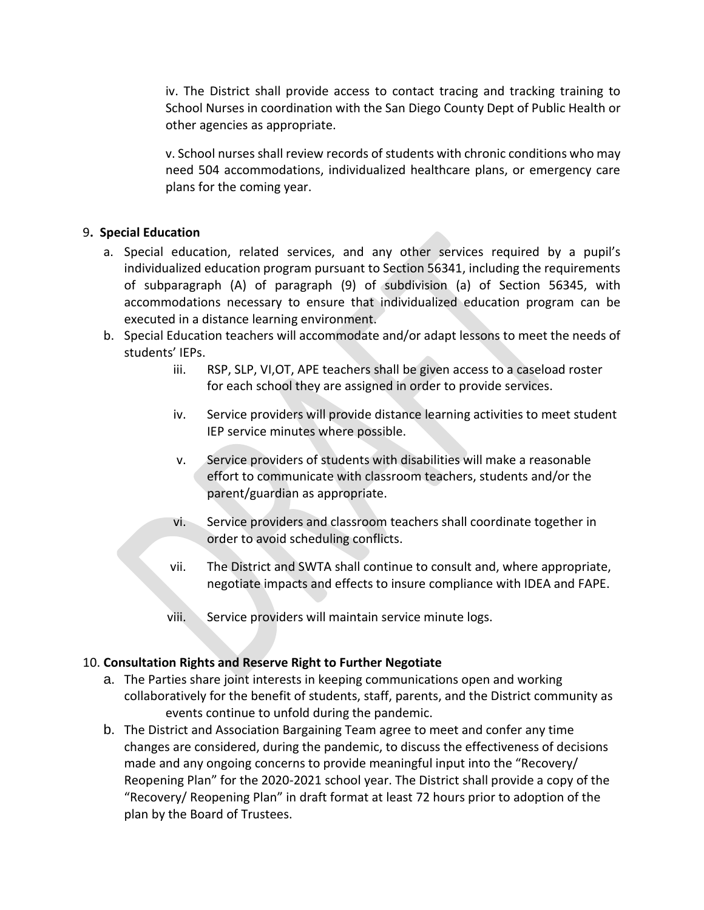iv. The District shall provide access to contact tracing and tracking training to School Nurses in coordination with the San Diego County Dept of Public Health or other agencies as appropriate.

v. School nurses shall review records of students with chronic conditions who may need 504 accommodations, individualized healthcare plans, or emergency care plans for the coming year.

9. **Special Education**

a. Special education, related services, and any other services required by a pupil's individualized education program pursuant to Section 56341, including the requirements of subparagraph (A) of paragraph (9) of subdivision (a) of Section 56345, with accommodations necessary to ensure that individualized education program can be executed in a distance learning environment.

b. Special Education teachers will accommodate and/or adapt lessons to meet the needs of students' IEPs.

iii. RSP, SLP, VI,OT, APE teachers shall be given access to a caseload roster for each school they are assigned in order to provide services.

iv. Service providers will provide distance learning activities to meet student IEP service minutes where possible.

v. Service providers of students with disabilities will make a reasonable effort to communicate with classroom teachers, students and/or the parent/guardian as appropriate.

vi. Service providers and classroom teachers shall coordinate together in order to avoid scheduling conflicts.

vii. The District and SWTA shall continue to consult and, where appropriate, negotiate impacts and effects to insure compliance with IDEA and FAPE.

viii. Service providers will maintain service minute logs.

10. **Consultation Rights and Reserve Right to Further Negotiate**

a. The Parties share joint interests in keeping communications open and working collaboratively for the benefit of students, staff, parents, and the District community as events continue to unfold during the pandemic.

b. The District and Association Bargaining Team agree to meet and confer any time changes are considered, during the pandemic, to discuss the effectiveness of decisions made and any ongoing concerns to provide meaningful input into the "Recovery/ Reopening Plan" for the 2020-2021 school year. The District shall provide a copy of the "Recovery/ Reopening Plan" in draft format at least 72 hours prior to adoption of the plan by the Board of Trustees.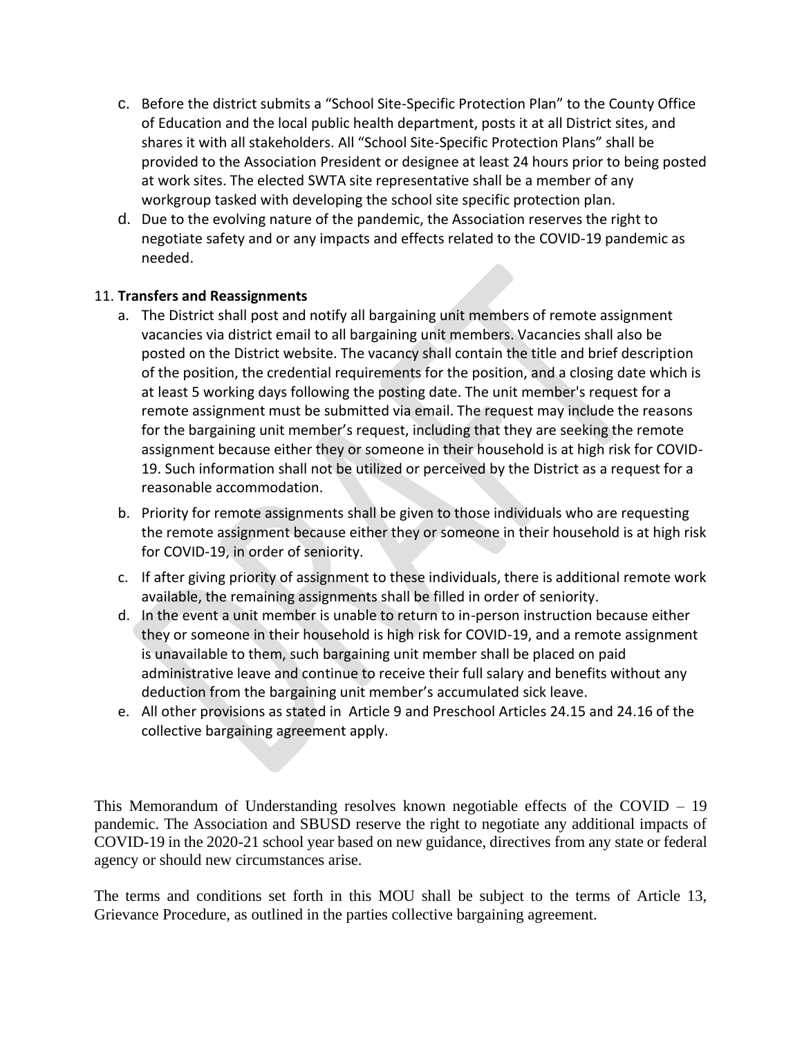c. Before the district submits a "School Site-Specific Protection Plan" to the County Office of Education and the local public health department, posts it at all District sites, and shares it with all stakeholders. All "School Site-Specific Protection Plans" shall be provided to the Association President or designee at least 24 hours prior to being posted at work sites. The elected SWTA site representative shall be a member of any workgroup tasked with developing the school site specific protection plan.

d. Due to the evolving nature of the pandemic, the Association reserves the right to negotiate safety and or any impacts and effects related to the COVID-19 pandemic as needed.

11. **Transfers and Reassignments**

a. The District shall post and notify all bargaining unit members of remote assignment vacancies via district email to all bargaining unit members. Vacancies shall also be posted on the District website. The vacancy shall contain the title and brief description of the position, the credential requirements for the position, and a closing date which is at least 5 working days following the posting date. The unit member's request for a remote assignment must be submitted via email. The request may include the reasons for the bargaining unit member's request, including that they are seeking the remote assignment because either they or someone in their household is at high risk for COVID-19. Such information shall not be utilized or perceived by the District as a request for a reasonable accommodation.

b. Priority for remote assignments shall be given to those individuals who are requesting the remote assignment because either they or someone in their household is at high risk for COVID-19, in order of seniority.

c. If after giving priority of assignment to these individuals, there is additional remote work available, the remaining assignments shall be filled in order of seniority.

d. In the event a unit member is unable to return to in-person instruction because either they or someone in their household is high risk for COVID-19, and a remote assignment is unavailable to them, such bargaining unit member shall be placed on paid administrative leave and continue to receive their full salary and benefits without any deduction from the bargaining unit member's accumulated sick leave.

e. All other provisions as stated in Article 9 and Preschool Articles 24.15 and 24.16 of the collective bargaining agreement apply.

This Memorandum of Understanding resolves known negotiable effects of the COVID – 19 pandemic. The Association and SBUSD reserve the right to negotiate any additional impacts of COVID-19 in the 2020-21 school year based on new guidance, directives from any state or federal agency or should new circumstances arise.

The terms and conditions set forth in this MOU shall be subject to the terms of Article 13, Grievance Procedure, as outlined in the parties collective bargaining agreement.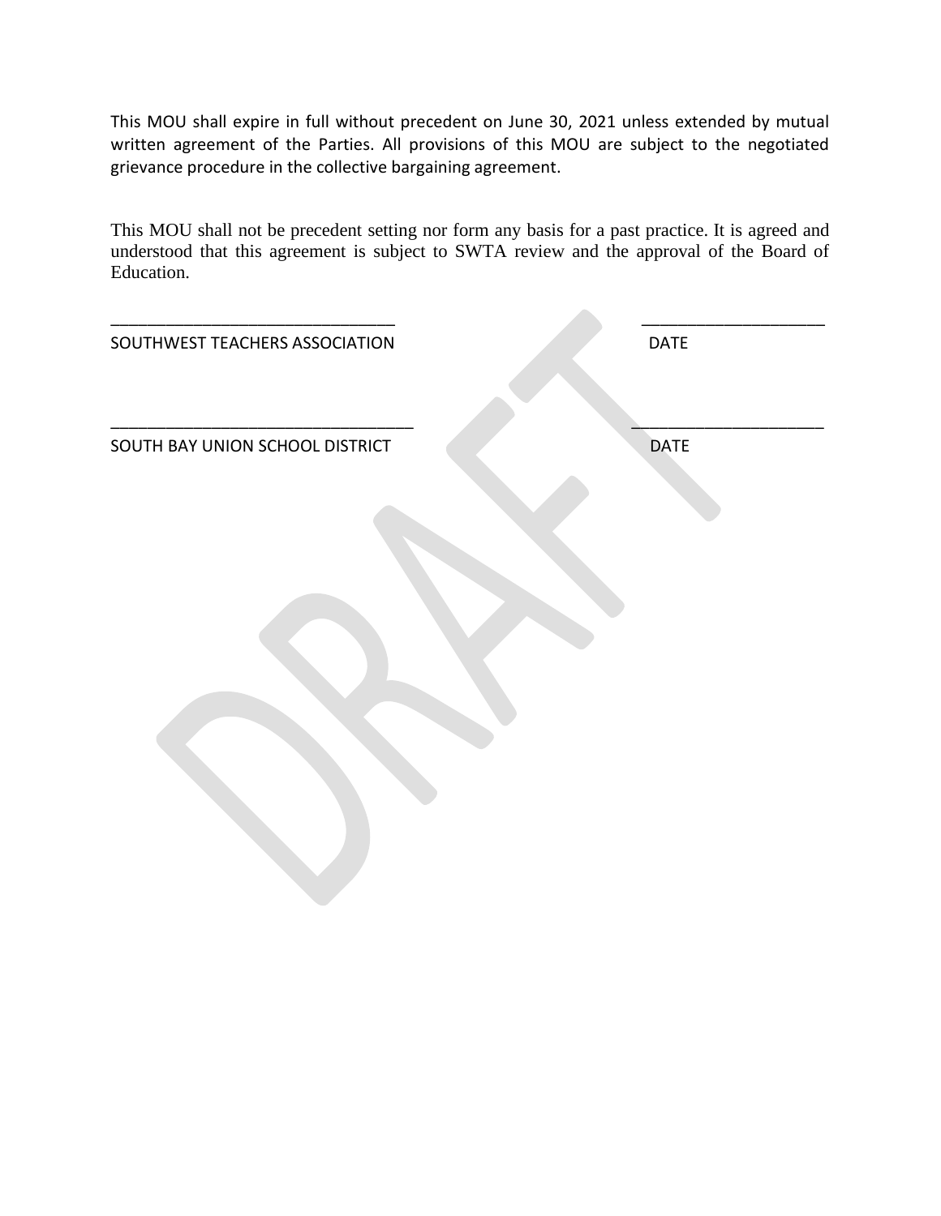This MOU shall expire in full without precedent on June 30, 2021 unless extended by mutual written agreement of the Parties. All provisions of this MOU are subject to the negotiated grievance procedure in the collective bargaining agreement.

This MOU shall not be precedent setting nor form any basis for a past practice. It is agreed and understood that this agreement is subject to SWTA review and the approval of the Board of Education.

| | |
|---|---|
| _______________________________ | ____________________ |
| SOUTHWEST TEACHERS ASSOCIATION | DATE |
| _________________________________ | _____________________ |
| SOUTH BAY UNION SCHOOL DISTRICT | DATE |